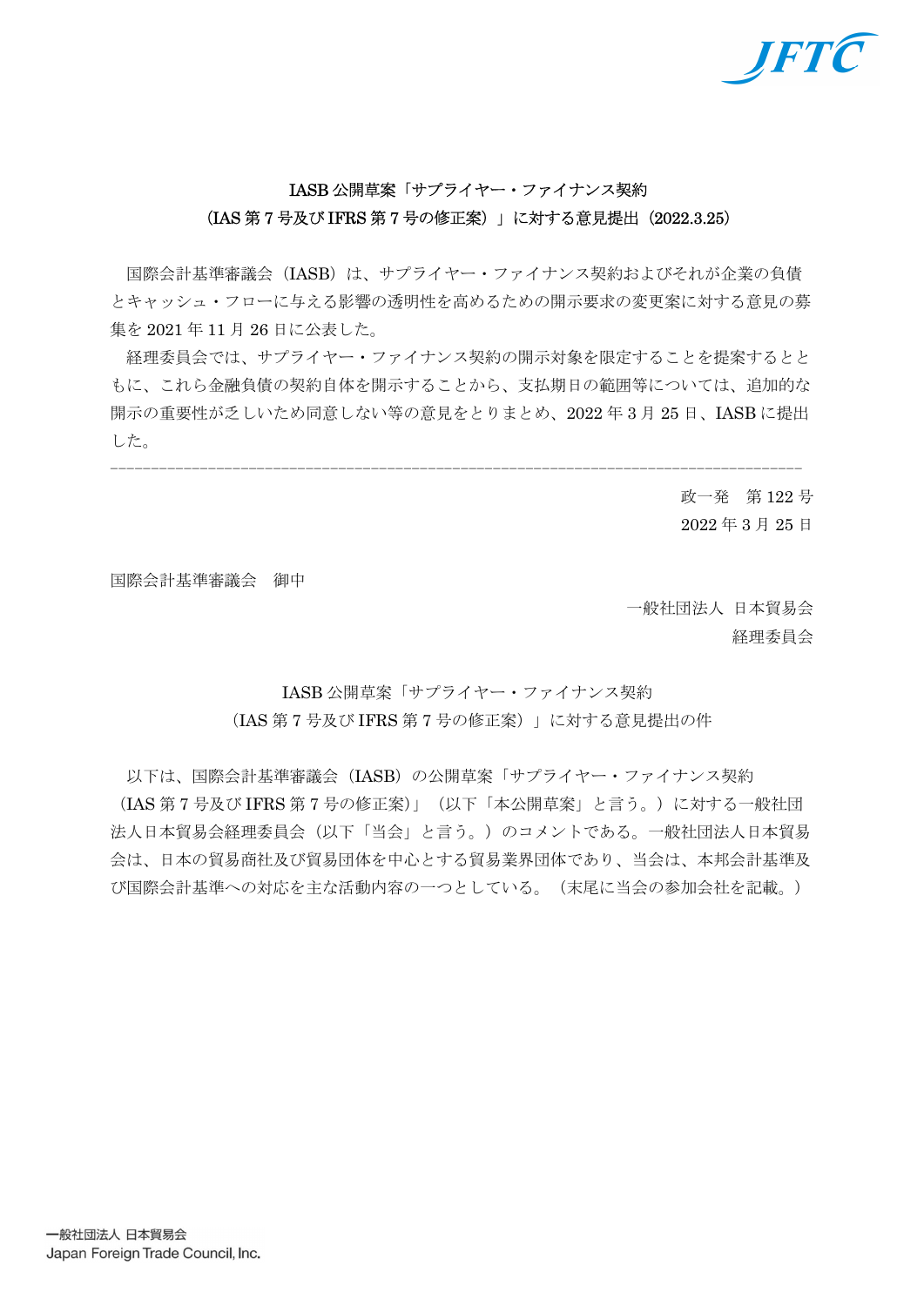# IASB 公開草案「サプライヤー・ファイナンス契約（IAS 第 7 号及び IFRS 第 7 号の修正案）」に対する意見提出（2022.3.25）

国際会計基準審議会（IASB）は、サプライヤー・ファイナンス契約およびそれが企業の負債とキャッシュ・フローに与える影響の透明性を高めるための開示要求の変更案に対する意見の募集を 2021 年 11 月 26 日に公表した。

経理委員会では、サプライヤー・ファイナンス契約の開示対象を限定することを提案するとともに、これら金融負債の契約自体を開示することから、支払期日の範囲等については、追加的な開示の重要性が乏しいため同意しない等の意見をとりまとめ、2022 年 3 月 25 日、IASB に提出した。

---

政一発　第 122 号
2022 年 3 月 25 日

国際会計基準審議会　御中

一般社団法人　日本貿易会
経理委員会

## IASB 公開草案「サプライヤー・ファイナンス契約（IAS 第 7 号及び IFRS 第 7 号の修正案）」に対する意見提出の件

以下は、国際会計基準審議会（IASB）の公開草案「サプライヤー・ファイナンス契約（IAS 第 7 号及び IFRS 第 7 号の修正案）」（以下「本公開草案」と言う。）に対する一般社団法人日本貿易会経理委員会（以下「当会」と言う。）のコメントである。一般社団法人日本貿易会は、日本の貿易商社及び貿易団体を中心とする貿易業界団体であり、当会は、本邦会計基準及び国際会計基準への対応を主な活動内容の一つとしている。（末尾に当会の参加会社を記載。）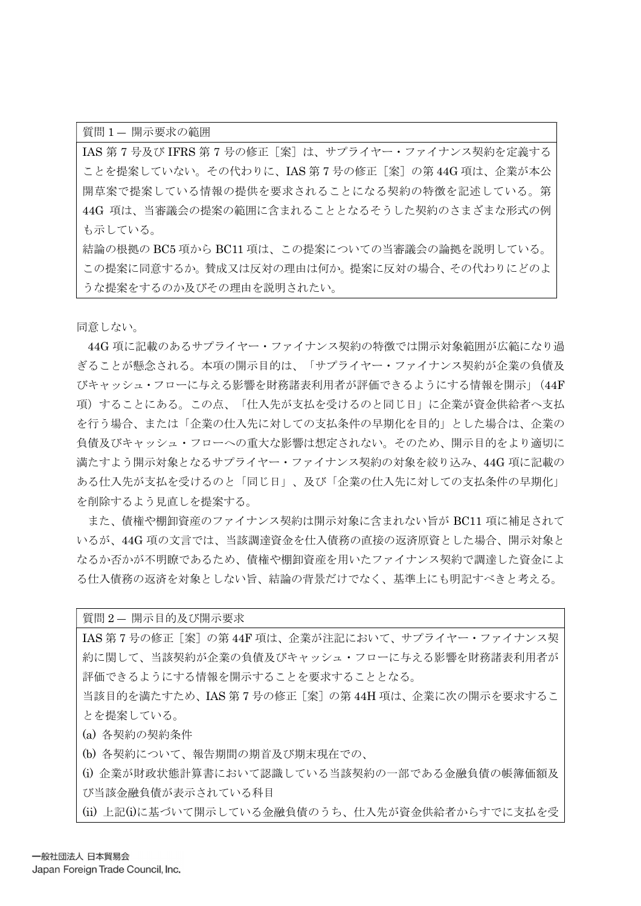| 質問 1 — 開示要求の範囲 |
| --- |
| IAS 第 7 号及び IFRS 第 7 号の修正［案］は、サプライヤー・ファイナンス契約を定義することを提案していない。その代わりに、IAS 第 7 号の修正［案］の第 44G 項は、企業が本公開草案で提案している情報の提供を要求されることになる契約の特徴を記述している。第 44G 項は、当審議会の提案の範囲に含まれることとなるそうした契約のさまざまな形式の例も示している。<br>結論の根拠の BC5 項から BC11 項は、この提案についての当審議会の論拠を説明している。この提案に同意するか。賛成又は反対の理由は何か。提案に反対の場合、その代わりにどのような提案をするのか及びその理由を説明されたい。 |

同意しない。

44G 項に記載のあるサプライヤー・ファイナンス契約の特徴では開示対象範囲が広範になり過ぎることが懸念される。本項の開示目的は、「サプライヤー・ファイナンス契約が企業の負債及びキャッシュ・フローに与える影響を財務諸表利用者が評価できるようにする情報を開示」（44F 項）することにある。この点、「仕入先が支払を受けるのと同じ日」に企業が資金供給者へ支払を行う場合、または「企業の仕入先に対しての支払条件の早期化を目的」とした場合は、企業の負債及びキャッシュ・フローへの重大な影響は想定されない。そのため、開示目的をより適切に満たすよう開示対象となるサプライヤー・ファイナンス契約の対象を絞り込み、44G 項に記載のある仕入先が支払を受けるのと「同じ日」、及び「企業の仕入先に対しての支払条件の早期化」を削除するよう見直しを提案する。

また、債権や棚卸資産のファイナンス契約は開示対象に含まれない旨が BC11 項に補足されているが、44G 項の文言では、当該調達資金を仕入債務の直接の返済原資とした場合、開示対象となるか否かが不明瞭であるため、債権や棚卸資産を用いたファイナンス契約で調達した資金による仕入債務の返済を対象としない旨、結論の背景だけでなく、基準上にも明記すべきと考える。

| 質問 2 — 開示目的及び開示要求 |
| --- |
| IAS 第 7 号の修正［案］の第 44F 項は、企業が注記において、サプライヤー・ファイナンス契約に関して、当該契約が企業の負債及びキャッシュ・フローに与える影響を財務諸表利用者が評価できるようにする情報を開示することを要求することとなる。<br>当該目的を満たすため、IAS 第 7 号の修正［案］の第 44H 項は、企業に次の開示を要求することを提案している。<br>(a) 各契約の契約条件<br>(b) 各契約について、報告期間の期首及び期末現在での、<br>(i) 企業が財政状態計算書において認識している当該契約の一部である金融負債の帳簿価額及び当該金融負債が表示されている科目<br>(ii) 上記(i)に基づいて開示している金融負債のうち、仕入先が資金供給者からすでに支払を受 |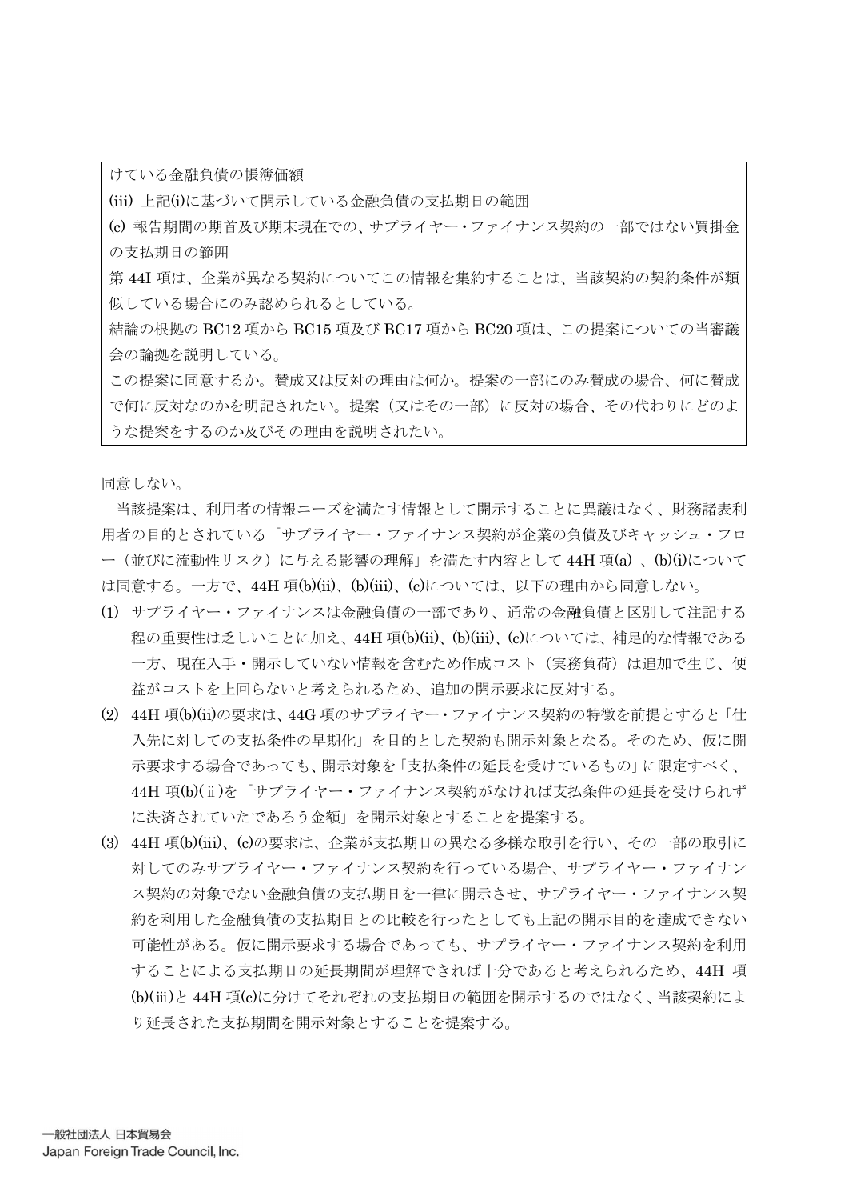けている金融負債の帳簿価額

(iii) 上記(i)に基づいて開示している金融負債の支払期日の範囲

(c) 報告期間の期首及び期末現在での、サプライヤー・ファイナンス契約の一部ではない買掛金の支払期日の範囲

第 44I 項は、企業が異なる契約についてこの情報を集約することは、当該契約の契約条件が類似している場合にのみ認められるとしている。

結論の根拠の BC12 項から BC15 項及び BC17 項から BC20 項は、この提案についての当審議会の論拠を説明している。

この提案に同意するか。賛成又は反対の理由は何か。提案の一部にのみ賛成の場合、何に賛成で何に反対なのかを明記されたい。提案（又はその一部）に反対の場合、その代わりにどのような提案をするのか及びその理由を説明されたい。

同意しない。

当該提案は、利用者の情報ニーズを満たす情報として開示することに異議はなく、財務諸表利用者の目的とされている「サプライヤー・ファイナンス契約が企業の負債及びキャッシュ・フロー（並びに流動性リスク）に与える影響の理解」を満たす内容として 44H 項(a) 、(b)(i)については同意する。一方で、44H 項(b)(ii)、(b)(iii)、(c)については、以下の理由から同意しない。

(1) サプライヤー・ファイナンスは金融負債の一部であり、通常の金融負債と区別して注記する程の重要性は乏しいことに加え、44H 項(b)(ii)、(b)(iii)、(c)については、補足的な情報である一方、現在入手・開示していない情報を含むため作成コスト（実務負荷）は追加で生じ、便益がコストを上回らないと考えられるため、追加の開示要求に反対する。

(2) 44H 項(b)(ii)の要求は、44G 項のサプライヤー・ファイナンス契約の特徴を前提とすると「仕入先に対しての支払条件の早期化」を目的とした契約も開示対象となる。そのため、仮に開示要求する場合であっても、開示対象を「支払条件の延長を受けているもの」に限定すべく、44H 項(b)(ⅱ)を「サプライヤー・ファイナンス契約がなければ支払条件の延長を受けられずに決済されていたであろう金額」を開示対象とすることを提案する。

(3) 44H 項(b)(iii)、(c)の要求は、企業が支払期日の異なる多様な取引を行い、その一部の取引に対してのみサプライヤー・ファイナンス契約を行っている場合、サプライヤー・ファイナンス契約の対象でない金融負債の支払期日を一律に開示させ、サプライヤー・ファイナンス契約を利用した金融負債の支払期日との比較を行ったとしても上記の開示目的を達成できない可能性がある。仮に開示要求する場合であっても、サプライヤー・ファイナンス契約を利用することによる支払期日の延長期間が理解できれば十分であると考えられるため、44H 項(b)(ⅲ)と 44H 項(c)に分けてそれぞれの支払期日の範囲を開示するのではなく、当該契約により延長された支払期間を開示対象とすることを提案する。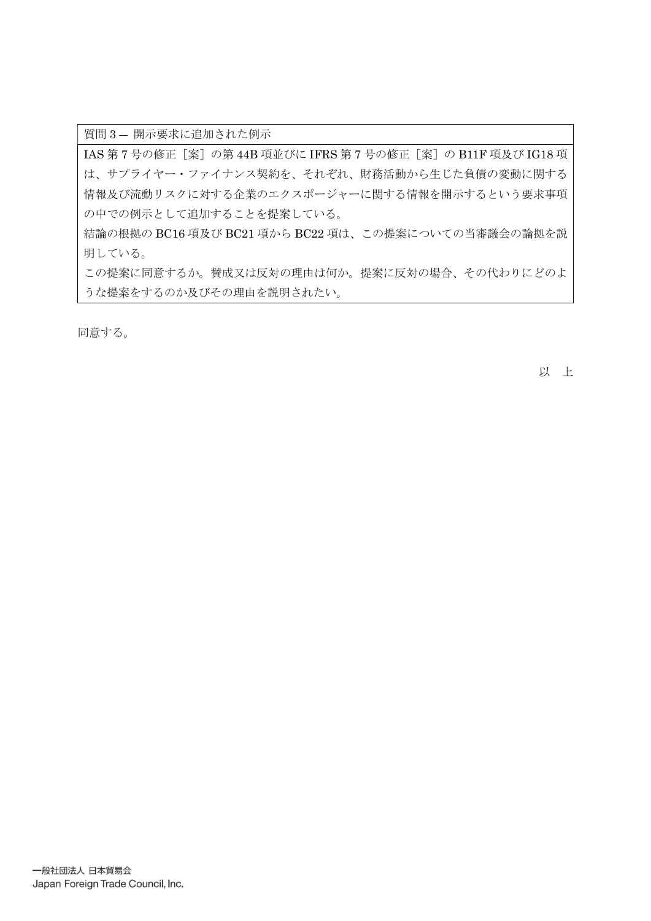| 質問 3 — 開示要求に追加された例示 |
| --- |
| IAS 第 7 号の修正［案］の第 44B 項並びに IFRS 第 7 号の修正［案］の B11F 項及び IG18 項は、サプライヤー・ファイナンス契約を、それぞれ、財務活動から生じた負債の変動に関する情報及び流動リスクに対する企業のエクスポージャーに関する情報を開示するという要求事項の中での例示として追加することを提案している。<br>結論の根拠の BC16 項及び BC21 項から BC22 項は、この提案についての当審議会の論拠を説明している。<br>この提案に同意するか。賛成又は反対の理由は何か。提案に反対の場合、その代わりにどのような提案をするのか及びその理由を説明されたい。 |

同意する。

以　上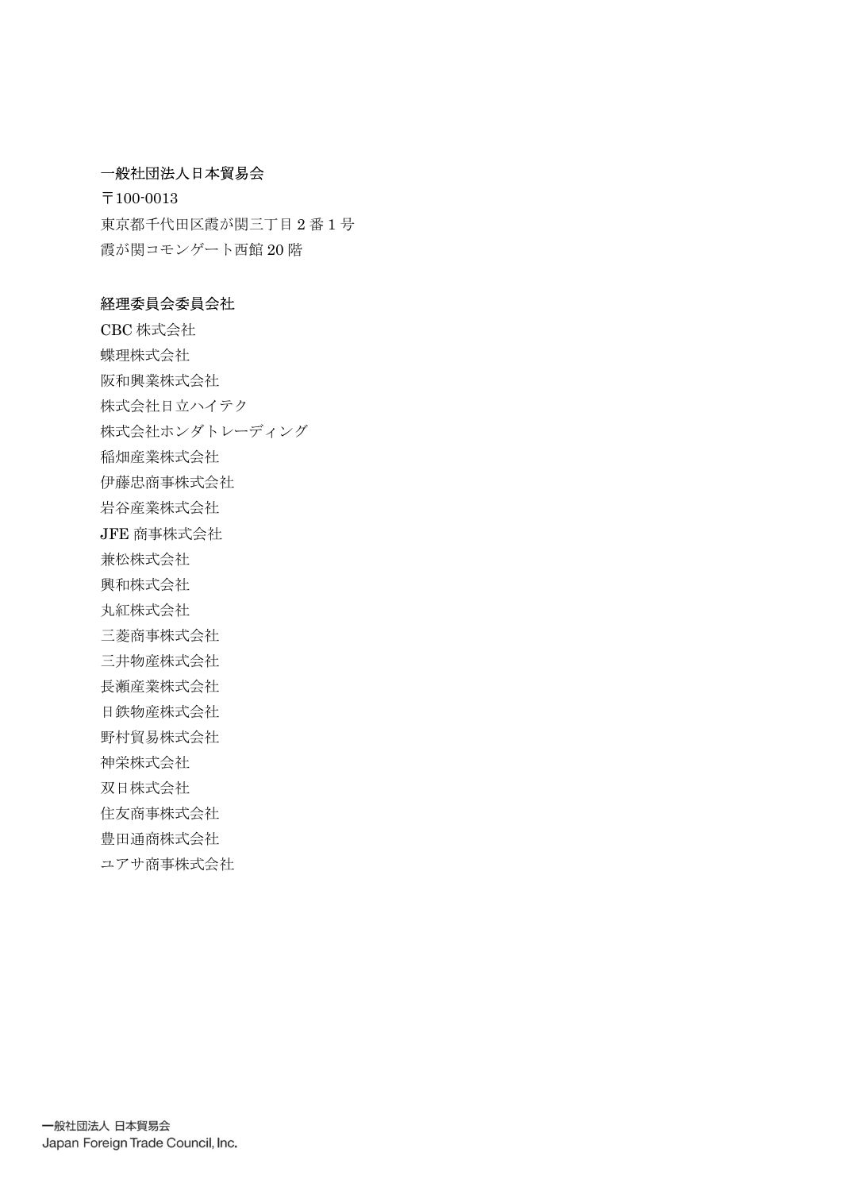一般社団法人日本貿易会
〒100-0013
東京都千代田区霞が関三丁目 2 番 1 号
霞が関コモンゲート西館 20 階

経理委員会委員会社
CBC 株式会社
蝶理株式会社
阪和興業株式会社
株式会社日立ハイテク
株式会社ホンダトレーディング
稲畑産業株式会社
伊藤忠商事株式会社
岩谷産業株式会社
JFE 商事株式会社
兼松株式会社
興和株式会社
丸紅株式会社
三菱商事株式会社
三井物産株式会社
長瀬産業株式会社
日鉄物産株式会社
野村貿易株式会社
神栄株式会社
双日株式会社
住友商事株式会社
豊田通商株式会社
ユアサ商事株式会社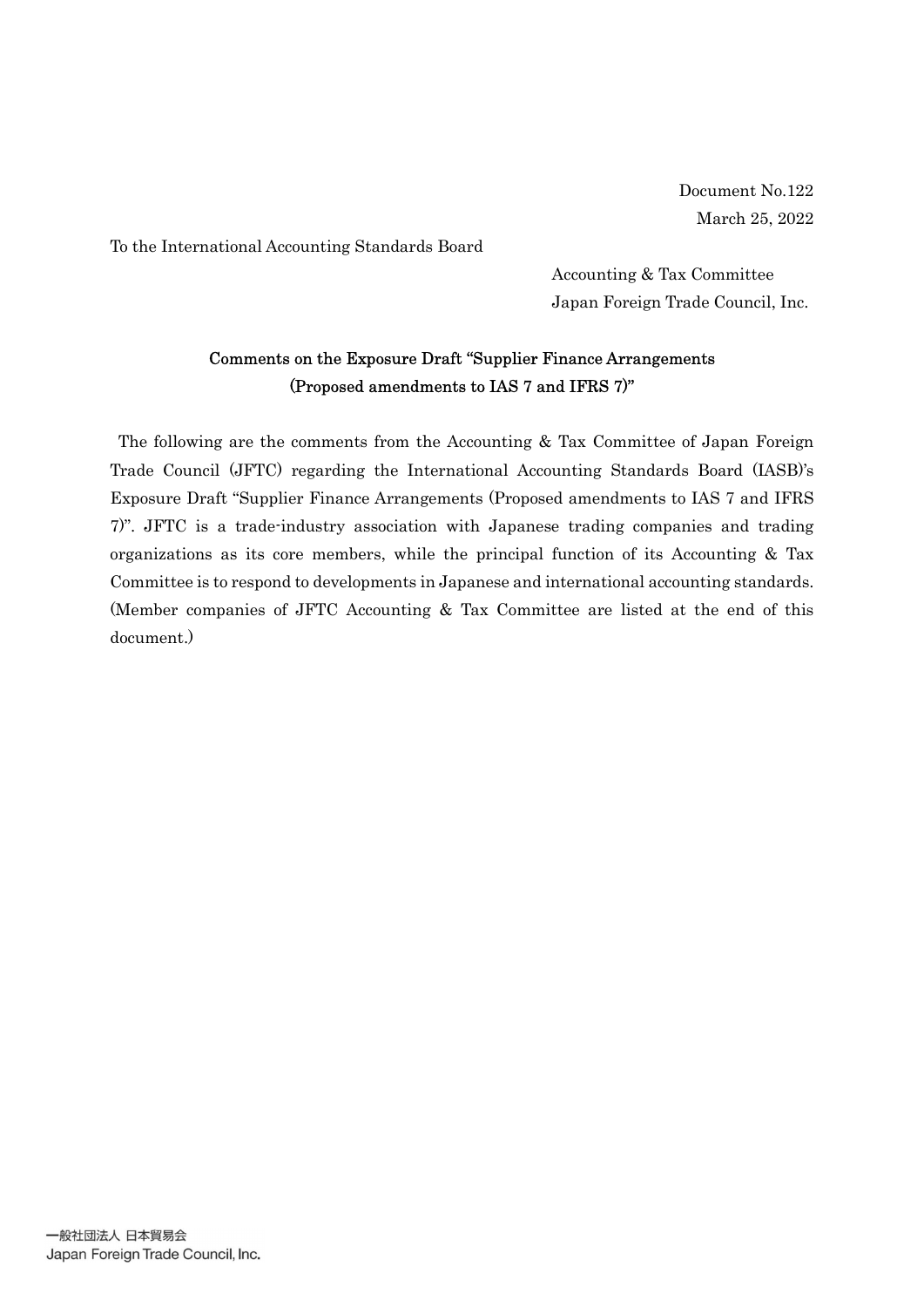Document No.122

March 25, 2022

To the International Accounting Standards Board

Accounting & Tax Committee

Japan Foreign Trade Council, Inc.

## Comments on the Exposure Draft "Supplier Finance Arrangements (Proposed amendments to IAS 7 and IFRS 7)"

The following are the comments from the Accounting & Tax Committee of Japan Foreign Trade Council (JFTC) regarding the International Accounting Standards Board (IASB)'s Exposure Draft "Supplier Finance Arrangements (Proposed amendments to IAS 7 and IFRS 7)". JFTC is a trade-industry association with Japanese trading companies and trading organizations as its core members, while the principal function of its Accounting & Tax Committee is to respond to developments in Japanese and international accounting standards. (Member companies of JFTC Accounting & Tax Committee are listed at the end of this document.)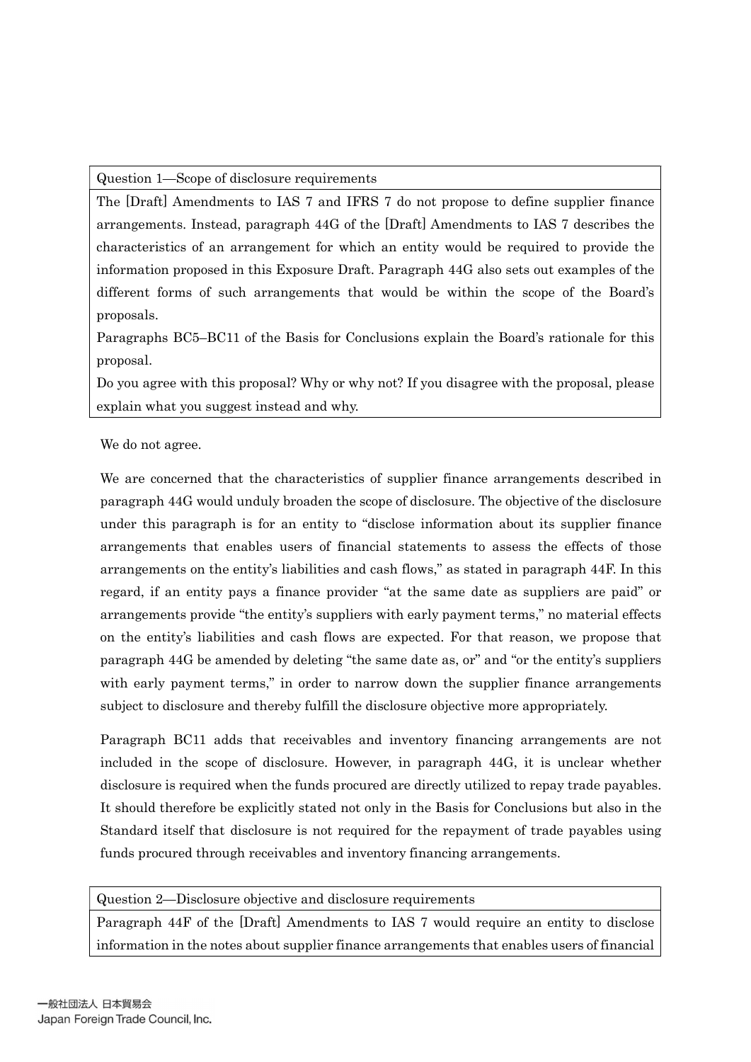| Question 1—Scope of disclosure requirements |
|---|
| The [Draft] Amendments to IAS 7 and IFRS 7 do not propose to define supplier finance arrangements. Instead, paragraph 44G of the [Draft] Amendments to IAS 7 describes the characteristics of an arrangement for which an entity would be required to provide the information proposed in this Exposure Draft. Paragraph 44G also sets out examples of the different forms of such arrangements that would be within the scope of the Board's proposals.<br>Paragraphs BC5–BC11 of the Basis for Conclusions explain the Board's rationale for this proposal.<br>Do you agree with this proposal? Why or why not? If you disagree with the proposal, please explain what you suggest instead and why. |

We do not agree.

We are concerned that the characteristics of supplier finance arrangements described in paragraph 44G would unduly broaden the scope of disclosure. The objective of the disclosure under this paragraph is for an entity to "disclose information about its supplier finance arrangements that enables users of financial statements to assess the effects of those arrangements on the entity's liabilities and cash flows," as stated in paragraph 44F. In this regard, if an entity pays a finance provider "at the same date as suppliers are paid" or arrangements provide "the entity's suppliers with early payment terms," no material effects on the entity's liabilities and cash flows are expected. For that reason, we propose that paragraph 44G be amended by deleting "the same date as, or" and "or the entity's suppliers with early payment terms," in order to narrow down the supplier finance arrangements subject to disclosure and thereby fulfill the disclosure objective more appropriately.

Paragraph BC11 adds that receivables and inventory financing arrangements are not included in the scope of disclosure. However, in paragraph 44G, it is unclear whether disclosure is required when the funds procured are directly utilized to repay trade payables. It should therefore be explicitly stated not only in the Basis for Conclusions but also in the Standard itself that disclosure is not required for the repayment of trade payables using funds procured through receivables and inventory financing arrangements.

| Question 2—Disclosure objective and disclosure requirements |
|---|
| Paragraph 44F of the [Draft] Amendments to IAS 7 would require an entity to disclose information in the notes about supplier finance arrangements that enables users of financial |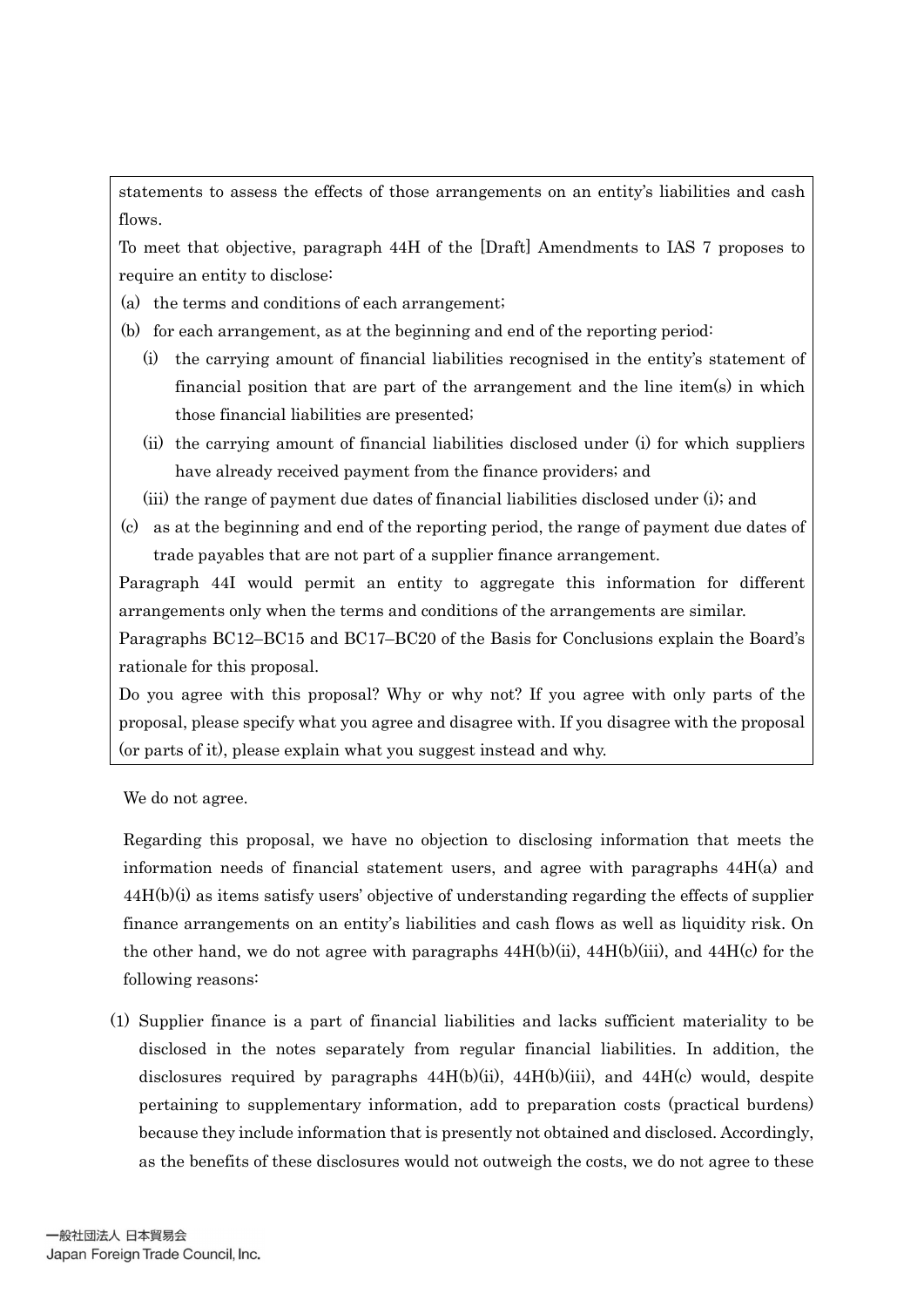statements to assess the effects of those arrangements on an entity's liabilities and cash flows.

To meet that objective, paragraph 44H of the [Draft] Amendments to IAS 7 proposes to require an entity to disclose:

(a) the terms and conditions of each arrangement;

(b) for each arrangement, as at the beginning and end of the reporting period:

  (i) the carrying amount of financial liabilities recognised in the entity's statement of financial position that are part of the arrangement and the line item(s) in which those financial liabilities are presented;

  (ii) the carrying amount of financial liabilities disclosed under (i) for which suppliers have already received payment from the finance providers; and

  (iii) the range of payment due dates of financial liabilities disclosed under (i); and

(c) as at the beginning and end of the reporting period, the range of payment due dates of trade payables that are not part of a supplier finance arrangement.

Paragraph 44I would permit an entity to aggregate this information for different arrangements only when the terms and conditions of the arrangements are similar.

Paragraphs BC12–BC15 and BC17–BC20 of the Basis for Conclusions explain the Board's rationale for this proposal.

Do you agree with this proposal? Why or why not? If you agree with only parts of the proposal, please specify what you agree and disagree with. If you disagree with the proposal (or parts of it), please explain what you suggest instead and why.

We do not agree.

Regarding this proposal, we have no objection to disclosing information that meets the information needs of financial statement users, and agree with paragraphs 44H(a) and 44H(b)(i) as items satisfy users' objective of understanding regarding the effects of supplier finance arrangements on an entity's liabilities and cash flows as well as liquidity risk. On the other hand, we do not agree with paragraphs 44H(b)(ii), 44H(b)(iii), and 44H(c) for the following reasons:

(1) Supplier finance is a part of financial liabilities and lacks sufficient materiality to be disclosed in the notes separately from regular financial liabilities. In addition, the disclosures required by paragraphs 44H(b)(ii), 44H(b)(iii), and 44H(c) would, despite pertaining to supplementary information, add to preparation costs (practical burdens) because they include information that is presently not obtained and disclosed. Accordingly, as the benefits of these disclosures would not outweigh the costs, we do not agree to these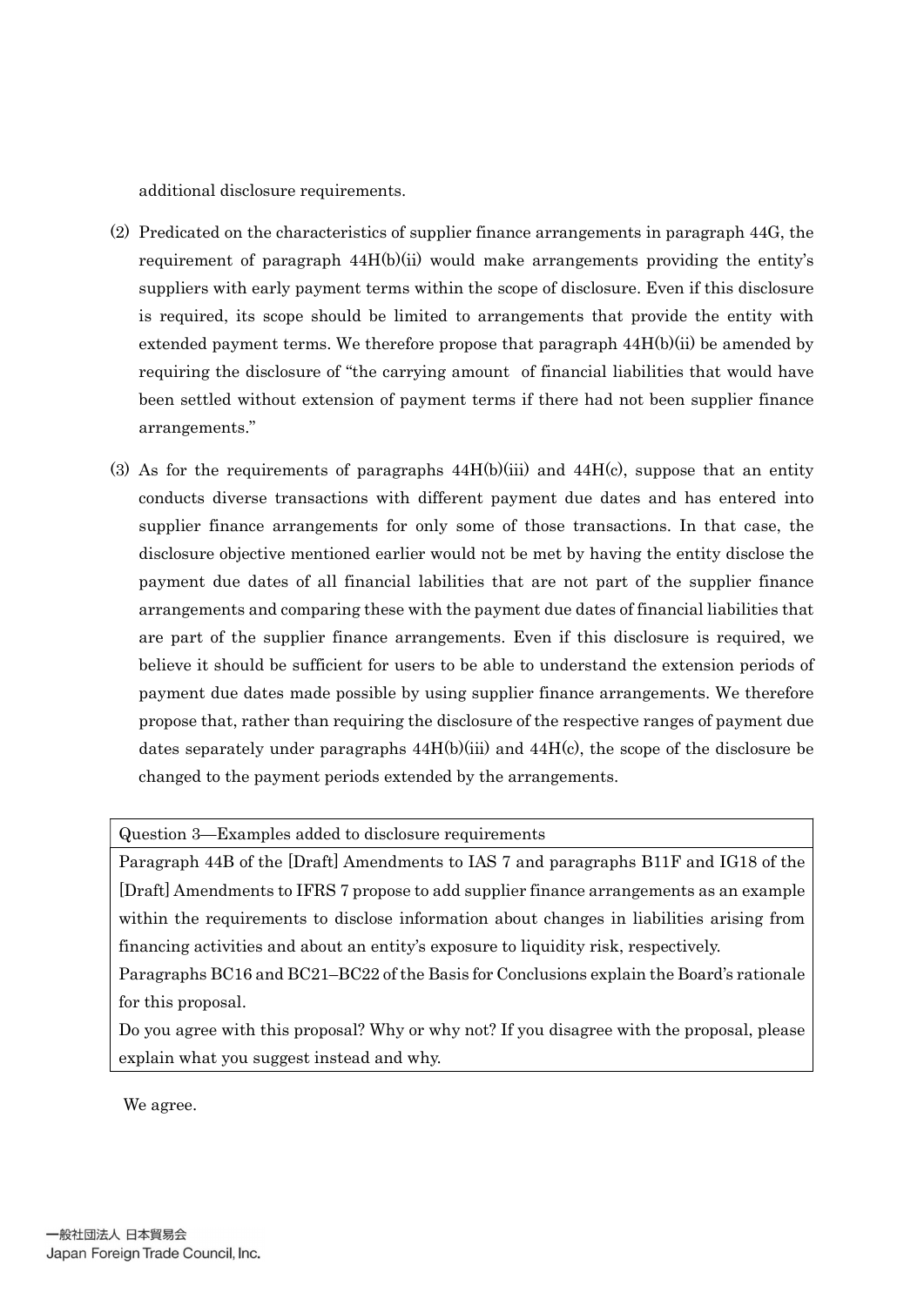additional disclosure requirements.

(2) Predicated on the characteristics of supplier finance arrangements in paragraph 44G, the requirement of paragraph 44H(b)(ii) would make arrangements providing the entity's suppliers with early payment terms within the scope of disclosure. Even if this disclosure is required, its scope should be limited to arrangements that provide the entity with extended payment terms. We therefore propose that paragraph 44H(b)(ii) be amended by requiring the disclosure of "the carrying amount of financial liabilities that would have been settled without extension of payment terms if there had not been supplier finance arrangements."

(3) As for the requirements of paragraphs 44H(b)(iii) and 44H(c), suppose that an entity conducts diverse transactions with different payment due dates and has entered into supplier finance arrangements for only some of those transactions. In that case, the disclosure objective mentioned earlier would not be met by having the entity disclose the payment due dates of all financial labilities that are not part of the supplier finance arrangements and comparing these with the payment due dates of financial liabilities that are part of the supplier finance arrangements. Even if this disclosure is required, we believe it should be sufficient for users to be able to understand the extension periods of payment due dates made possible by using supplier finance arrangements. We therefore propose that, rather than requiring the disclosure of the respective ranges of payment due dates separately under paragraphs 44H(b)(iii) and 44H(c), the scope of the disclosure be changed to the payment periods extended by the arrangements.

| Question 3—Examples added to disclosure requirements |
|---|
| Paragraph 44B of the [Draft] Amendments to IAS 7 and paragraphs B11F and IG18 of the [Draft] Amendments to IFRS 7 propose to add supplier finance arrangements as an example within the requirements to disclose information about changes in liabilities arising from financing activities and about an entity's exposure to liquidity risk, respectively.<br>Paragraphs BC16 and BC21–BC22 of the Basis for Conclusions explain the Board's rationale for this proposal.<br>Do you agree with this proposal? Why or why not? If you disagree with the proposal, please explain what you suggest instead and why. |

We agree.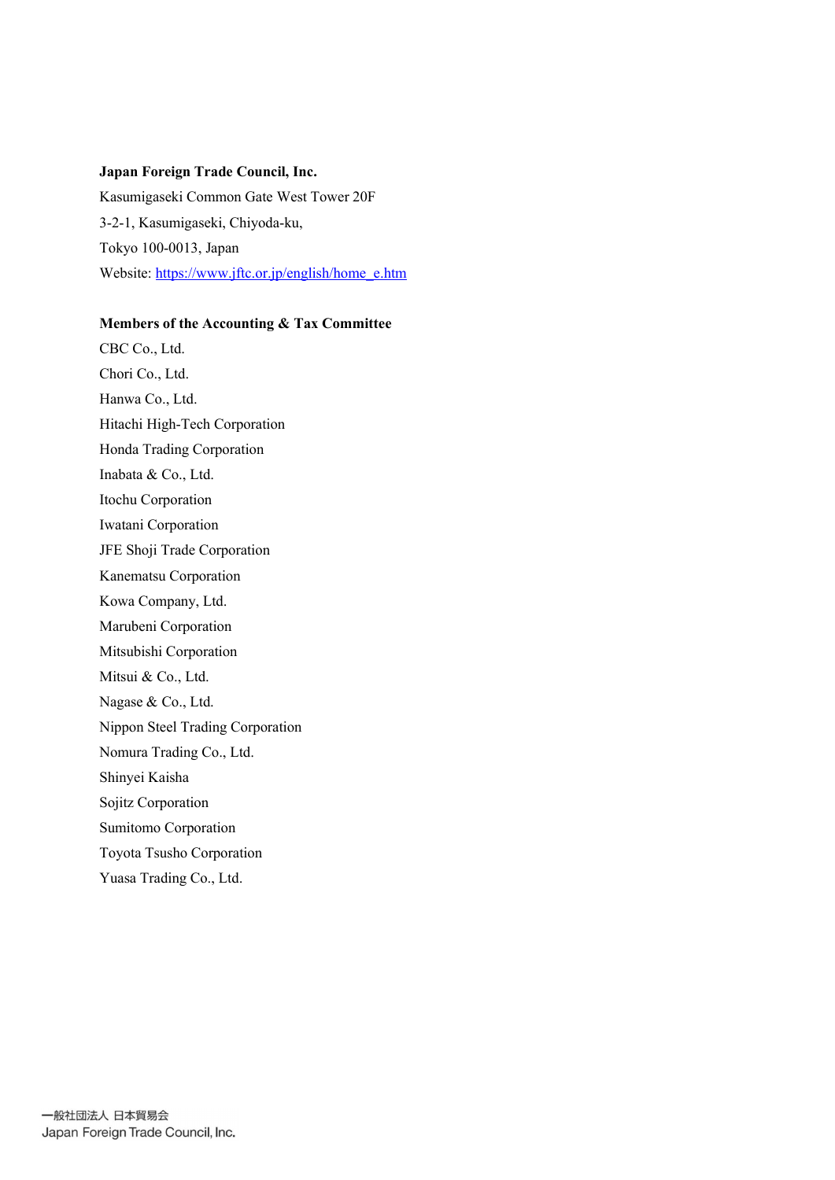**Japan Foreign Trade Council, Inc.**

Kasumigaseki Common Gate West Tower 20F

3-2-1, Kasumigaseki, Chiyoda-ku,

Tokyo 100-0013, Japan

Website: https://www.jftc.or.jp/english/home_e.htm

**Members of the Accounting & Tax Committee**

CBC Co., Ltd.

Chori Co., Ltd.

Hanwa Co., Ltd.

Hitachi High-Tech Corporation

Honda Trading Corporation

Inabata & Co., Ltd.

Itochu Corporation

Iwatani Corporation

JFE Shoji Trade Corporation

Kanematsu Corporation

Kowa Company, Ltd.

Marubeni Corporation

Mitsubishi Corporation

Mitsui & Co., Ltd.

Nagase & Co., Ltd.

Nippon Steel Trading Corporation

Nomura Trading Co., Ltd.

Shinyei Kaisha

Sojitz Corporation

Sumitomo Corporation

Toyota Tsusho Corporation

Yuasa Trading Co., Ltd.